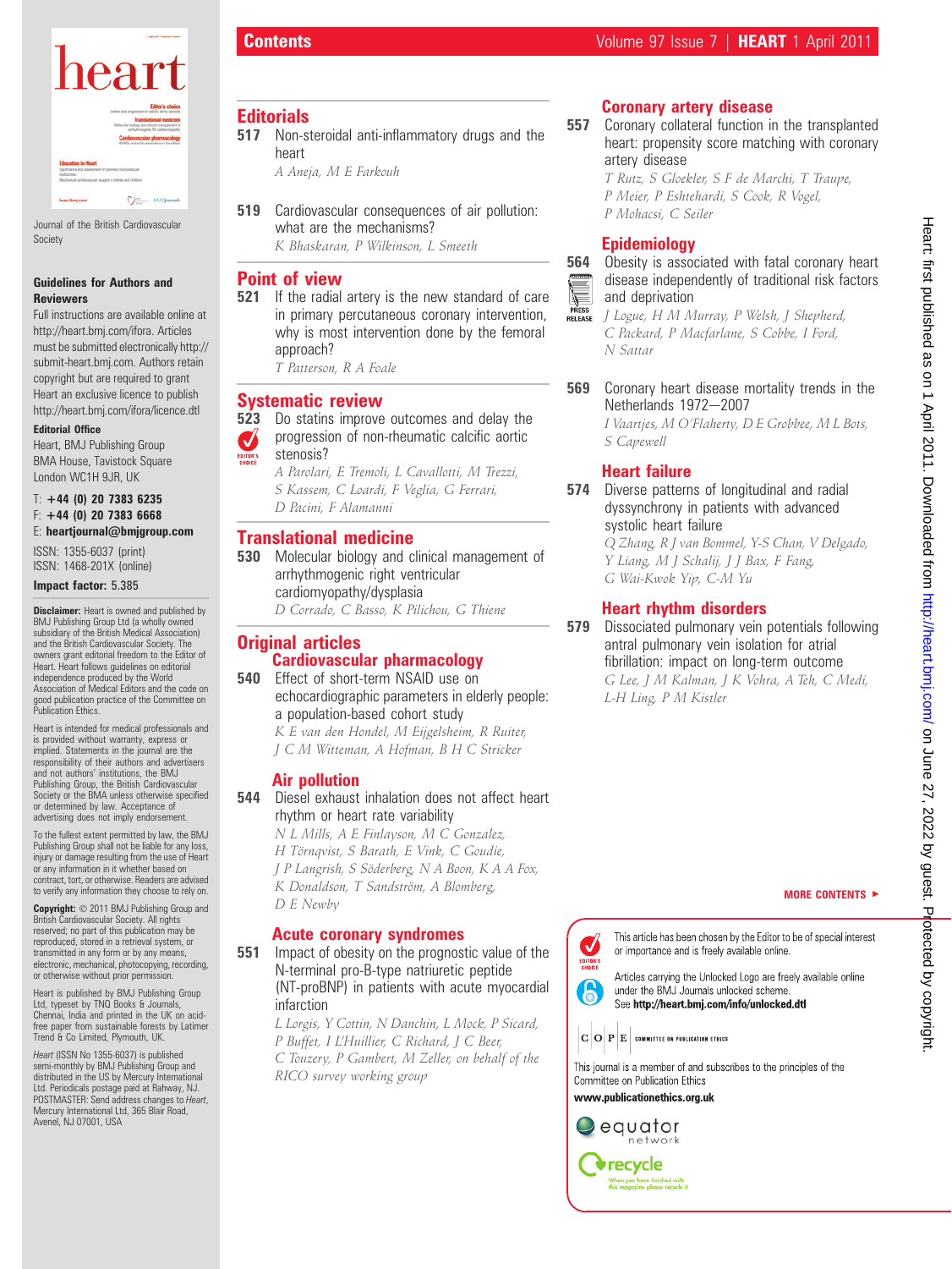# Contents

Journal of the British Cardiovascular Society

**Guidelines for Authors and Reviewers**

Full instructions are available online at http://heart.bmj.com/ifora. Articles must be submitted electronically http://submit-heart.bmj.com. Authors retain copyright but are required to grant Heart an exclusive licence to publish http://heart.bmj.com/ifora/licence.dtl

**Editorial Office**

Heart, BMJ Publishing Group
BMA House, Tavistock Square
London WC1H 9JR, UK

T: **+44 (0) 20 7383 6235**
F: **+44 (0) 20 7383 6668**
E: **heartjournal@bmjgroup.com**

ISSN: 1355-6037 (print)
ISSN: 1468-201X (online)

**Impact factor:** 5.385

**Disclaimer:** Heart is owned and published by BMJ Publishing Group Ltd (a wholly owned subsidiary of the British Medical Association) and the British Cardiovascular Society. The owners grant editorial freedom to the Editor of Heart. Heart follows guidelines on editorial independence produced by the World Association of Medical Editors and the code on good publication practice of the Committee on Publication Ethics.

Heart is intended for medical professionals and is provided without warranty, express or implied. Statements in the journal are the responsibility of their authors and advertisers and not authors' institutions, the BMJ Publishing Group, the British Cardiovascular Society or the BMA unless otherwise specified or determined by law. Acceptance of advertising does not imply endorsement.

To the fullest extent permitted by law, the BMJ Publishing Group shall not be liable for any loss, injury or damage resulting from the use of Heart or any information in it whether based on contract, tort, or otherwise. Readers are advised to verify any information they choose to rely on.

**Copyright:** © 2011 BMJ Publishing Group and British Cardiovascular Society. All rights reserved; no part of this publication may be reproduced, stored in a retrieval system, or transmitted in any form or by any means, electronic, mechanical, photocopying, recording, or otherwise without prior permission.

Heart is published by BMJ Publishing Group Ltd, typeset by TNQ Books & Journals, Chennai, India and printed in the UK on acid-free paper from sustainable forests by Latimer Trend & Co Limited, Plymouth, UK.

*Heart* (ISSN No 1355-6037) is published semi-monthly by BMJ Publishing Group and distributed in the US by Mercury International Ltd. Periodicals postage paid at Rahway, NJ. POSTMASTER: Send address changes to *Heart*, Mercury International Ltd, 365 Blair Road, Avenel, NJ 07001, USA

## Editorials

**517** Non-steroidal anti-inflammatory drugs and the heart
*A Aneja, M E Farkouh*

**519** Cardiovascular consequences of air pollution: what are the mechanisms?
*K Bhaskaran, P Wilkinson, L Smeeth*

## Point of view

**521** If the radial artery is the new standard of care in primary percutaneous coronary intervention, why is most intervention done by the femoral approach?
*T Patterson, R A Foale*

## Systematic review

**523** Do statins improve outcomes and delay the progression of non-rheumatic calcific aortic stenosis? (EDITOR'S CHOICE)
*A Parolari, E Tremoli, L Cavallotti, M Trezzi, S Kassem, C Loardi, F Veglia, G Ferrari, D Pacini, F Alamanni*

## Translational medicine

**530** Molecular biology and clinical management of arrhythmogenic right ventricular cardiomyopathy/dysplasia
*D Corrado, C Basso, K Pilichou, G Thiene*

## Original articles

### Cardiovascular pharmacology

**540** Effect of short-term NSAID use on echocardiographic parameters in elderly people: a population-based cohort study
*K E van den Hondel, M Eijgelsheim, R Ruiter, J C M Witteman, A Hofman, B H C Stricker*

### Air pollution

**544** Diesel exhaust inhalation does not affect heart rhythm or heart rate variability
*N L Mills, A E Finlayson, M C Gonzalez, H Törnqvist, S Barath, E Vink, C Goudie, J P Langrish, S Söderberg, N A Boon, K A A Fox, K Donaldson, T Sandström, A Blomberg, D E Newby*

### Acute coronary syndromes

**551** Impact of obesity on the prognostic value of the N-terminal pro-B-type natriuretic peptide (NT-proBNP) in patients with acute myocardial infarction
*L Lorgis, Y Cottin, N Danchin, L Mock, P Sicard, P Buffet, I L'Huillier, C Richard, J C Beer, C Touzery, P Gambert, M Zeller, on behalf of the RICO survey working group*

### Coronary artery disease

**557** Coronary collateral function in the transplanted heart: propensity score matching with coronary artery disease
*T Rutz, S Gloekler, S F de Marchi, T Traupe, P Meier, P Eshtehardi, S Cook, R Vogel, P Mohacsi, C Seiler*

### Epidemiology

**564** Obesity is associated with fatal coronary heart disease independently of traditional risk factors and deprivation (PRESS RELEASE)
*J Logue, H M Murray, P Welsh, J Shepherd, C Packard, P Macfarlane, S Cobbe, I Ford, N Sattar*

**569** Coronary heart disease mortality trends in the Netherlands 1972–2007
*I Vaartjes, M O'Flaherty, D E Grobbee, M L Bots, S Capewell*

### Heart failure

**574** Diverse patterns of longitudinal and radial dyssynchrony in patients with advanced systolic heart failure
*Q Zhang, R J van Bommel, Y-S Chan, V Delgado, Y Liang, M J Schalij, J J Bax, F Fang, G Wai-Kwok Yip, C-M Yu*

### Heart rhythm disorders

**579** Dissociated pulmonary vein potentials following antral pulmonary vein isolation for atrial fibrillation: impact on long-term outcome
*G Lee, J M Kalman, J K Vohra, A Teh, C Medi, L-H Ling, P M Kistler*

MORE CONTENTS ►

EDITOR'S CHOICE: This article has been chosen by the Editor to be of special interest or importance and is freely available online.

Articles carrying the Unlocked Logo are freely available online under the BMJ Journals unlocked scheme. See **http://heart.bmj.com/info/unlocked.dtl**

COPE COMMITTEE ON PUBLICATION ETHICS

This journal is a member of and subscribes to the principles of the Committee on Publication Ethics

**www.publicationethics.org.uk**

equator network

recycle — When you have finished with this magazine please recycle it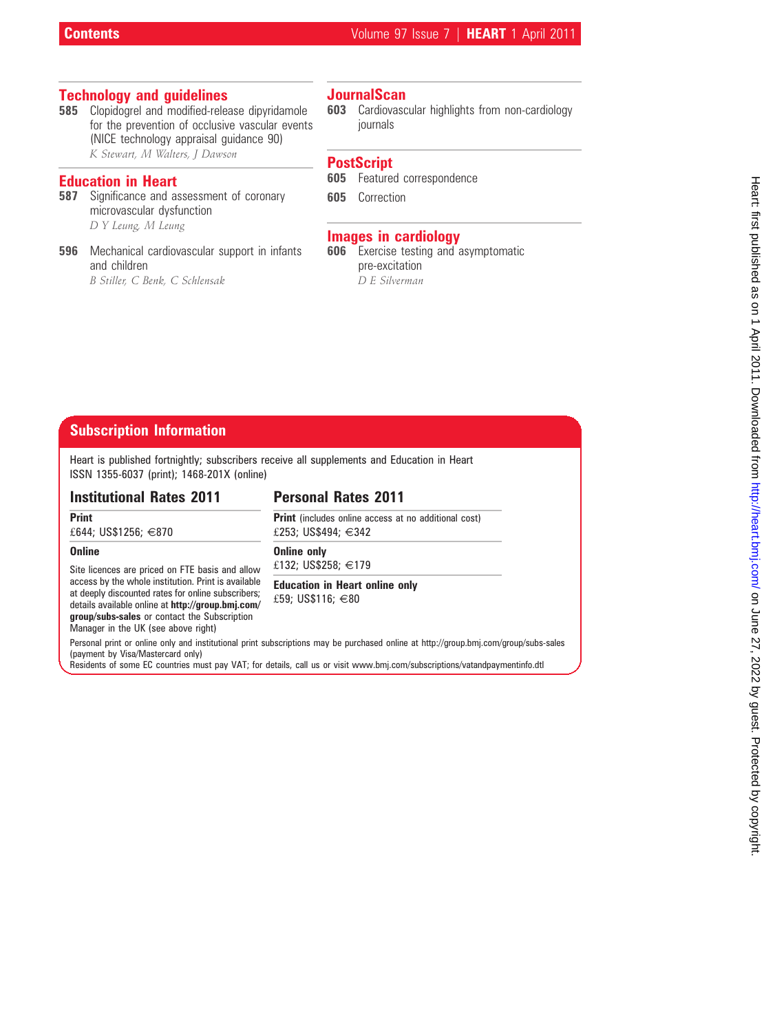# Contents

## Technology and guidelines

**585** Clopidogrel and modified-release dipyridamole for the prevention of occlusive vascular events (NICE technology appraisal guidance 90)
*K Stewart, M Walters, J Dawson*

## Education in Heart

**587** Significance and assessment of coronary microvascular dysfunction
*D Y Leung, M Leung*

**596** Mechanical cardiovascular support in infants and children
*B Stiller, C Benk, C Schlensak*

## JournalScan

**603** Cardiovascular highlights from non-cardiology journals

## PostScript

**605** Featured correspondence

**605** Correction

## Images in cardiology

**606** Exercise testing and asymptomatic pre-excitation
*D E Silverman*

## Subscription Information

Heart is published fortnightly; subscribers receive all supplements and Education in Heart
ISSN 1355-6037 (print); 1468-201X (online)

### Institutional Rates 2011

**Print**
£644; US$1256; €870

**Online**

Site licences are priced on FTE basis and allow access by the whole institution. Print is available at deeply discounted rates for online subscribers; details available online at **http://group.bmj.com/group/subs-sales** or contact the Subscription Manager in the UK (see above right)

### Personal Rates 2011

**Print** (includes online access at no additional cost)
£253; US$494; €342

**Online only**
£132; US$258; €179

**Education in Heart online only**
£59; US$116; €80

Personal print or online only and institutional print subscriptions may be purchased online at http://group.bmj.com/group/subs-sales (payment by Visa/Mastercard only)
Residents of some EC countries must pay VAT; for details, call us or visit www.bmj.com/subscriptions/vatandpaymentinfo.dtl